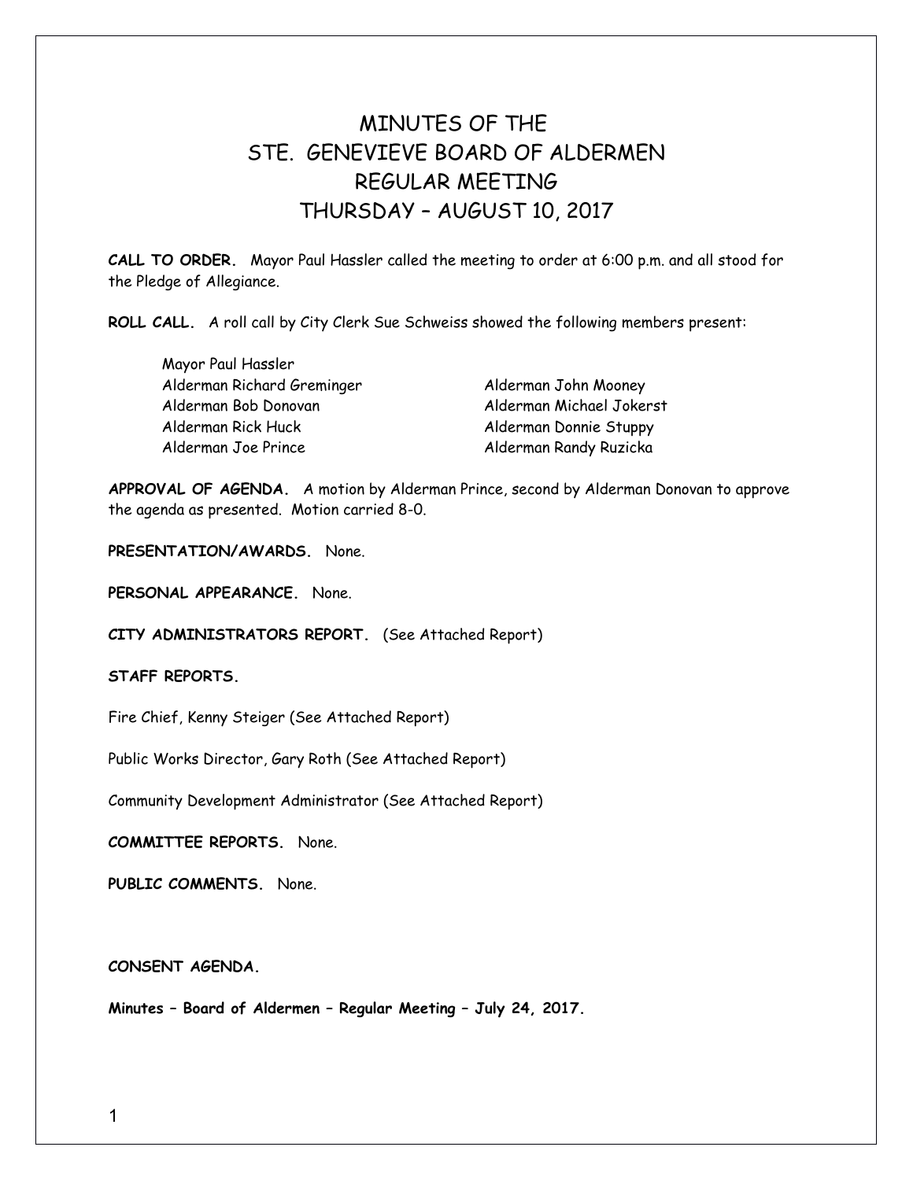# MINUTES OF THE
# STE. GENEVIEVE BOARD OF ALDERMEN
# REGULAR MEETING
# THURSDAY – AUGUST 10, 2017

**CALL TO ORDER.** Mayor Paul Hassler called the meeting to order at 6:00 p.m. and all stood for the Pledge of Allegiance.

**ROLL CALL.** A roll call by City Clerk Sue Schweiss showed the following members present:

Mayor Paul Hassler
Alderman Richard Greminger
Alderman Bob Donovan
Alderman Rick Huck
Alderman Joe Prince
Alderman John Mooney
Alderman Michael Jokerst
Alderman Donnie Stuppy
Alderman Randy Ruzicka

**APPROVAL OF AGENDA.** A motion by Alderman Prince, second by Alderman Donovan to approve the agenda as presented. Motion carried 8-0.

**PRESENTATION/AWARDS.** None.

**PERSONAL APPEARANCE.** None.

**CITY ADMINISTRATORS REPORT.** (See Attached Report)

**STAFF REPORTS.**

Fire Chief, Kenny Steiger (See Attached Report)

Public Works Director, Gary Roth (See Attached Report)

Community Development Administrator (See Attached Report)

**COMMITTEE REPORTS.** None.

**PUBLIC COMMENTS.** None.

**CONSENT AGENDA.**

**Minutes – Board of Aldermen – Regular Meeting – July 24, 2017.**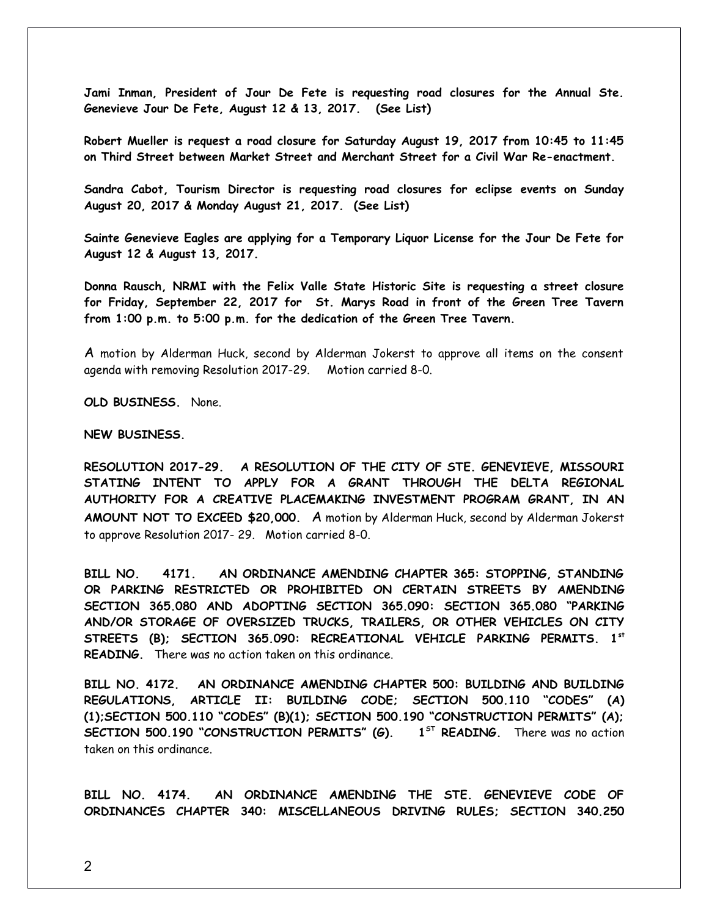**Jami Inman, President of Jour De Fete is requesting road closures for the Annual Ste. Genevieve Jour De Fete, August 12 & 13, 2017. (See List)**

**Robert Mueller is request a road closure for Saturday August 19, 2017 from 10:45 to 11:45 on Third Street between Market Street and Merchant Street for a Civil War Re-enactment.**

**Sandra Cabot, Tourism Director is requesting road closures for eclipse events on Sunday August 20, 2017 & Monday August 21, 2017. (See List)**

**Sainte Genevieve Eagles are applying for a Temporary Liquor License for the Jour De Fete for August 12 & August 13, 2017.**

**Donna Rausch, NRMI with the Felix Valle State Historic Site is requesting a street closure for Friday, September 22, 2017 for St. Marys Road in front of the Green Tree Tavern from 1:00 p.m. to 5:00 p.m. for the dedication of the Green Tree Tavern.**

A motion by Alderman Huck, second by Alderman Jokerst to approve all items on the consent agenda with removing Resolution 2017-29. Motion carried 8-0.

**OLD BUSINESS.** None.

**NEW BUSINESS.**

**RESOLUTION 2017-29. A RESOLUTION OF THE CITY OF STE. GENEVIEVE, MISSOURI STATING INTENT TO APPLY FOR A GRANT THROUGH THE DELTA REGIONAL AUTHORITY FOR A CREATIVE PLACEMAKING INVESTMENT PROGRAM GRANT, IN AN AMOUNT NOT TO EXCEED $20,000.** A motion by Alderman Huck, second by Alderman Jokerst to approve Resolution 2017- 29. Motion carried 8-0.

**BILL NO. 4171. AN ORDINANCE AMENDING CHAPTER 365: STOPPING, STANDING OR PARKING RESTRICTED OR PROHIBITED ON CERTAIN STREETS BY AMENDING SECTION 365.080 AND ADOPTING SECTION 365.090: SECTION 365.080 "PARKING AND/OR STORAGE OF OVERSIZED TRUCKS, TRAILERS, OR OTHER VEHICLES ON CITY STREETS (B); SECTION 365.090: RECREATIONAL VEHICLE PARKING PERMITS. 1st READING.** There was no action taken on this ordinance.

**BILL NO. 4172. AN ORDINANCE AMENDING CHAPTER 500: BUILDING AND BUILDING REGULATIONS, ARTICLE II: BUILDING CODE; SECTION 500.110 "CODES" (A) (1);SECTION 500.110 "CODES" (B)(1); SECTION 500.190 "CONSTRUCTION PERMITS" (A); SECTION 500.190 "CONSTRUCTION PERMITS" (G). 1ST READING.** There was no action taken on this ordinance.

**BILL NO. 4174. AN ORDINANCE AMENDING THE STE. GENEVIEVE CODE OF ORDINANCES CHAPTER 340: MISCELLANEOUS DRIVING RULES; SECTION 340.250**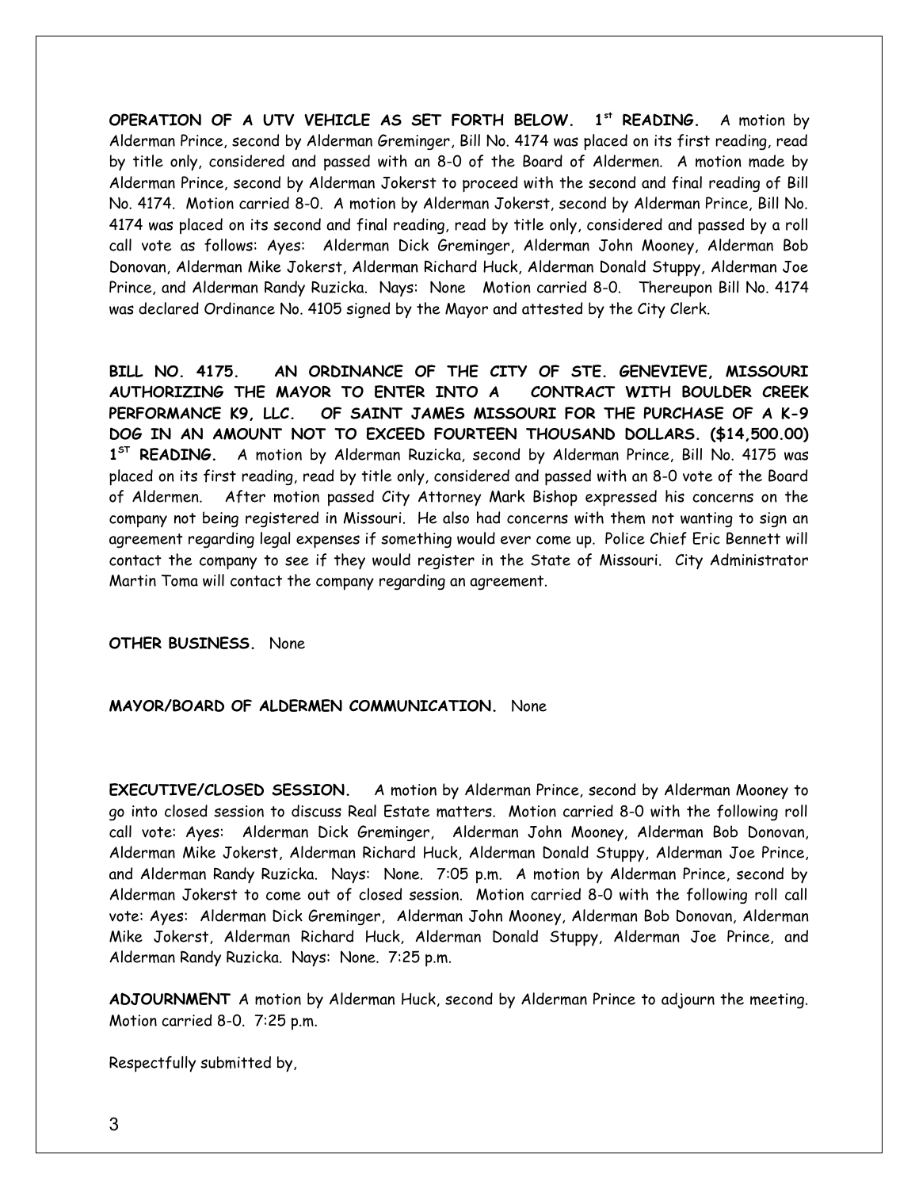**OPERATION OF A UTV VEHICLE AS SET FORTH BELOW. 1st READING.** A motion by Alderman Prince, second by Alderman Greminger, Bill No. 4174 was placed on its first reading, read by title only, considered and passed with an 8-0 of the Board of Aldermen. A motion made by Alderman Prince, second by Alderman Jokerst to proceed with the second and final reading of Bill No. 4174. Motion carried 8-0. A motion by Alderman Jokerst, second by Alderman Prince, Bill No. 4174 was placed on its second and final reading, read by title only, considered and passed by a roll call vote as follows: Ayes: Alderman Dick Greminger, Alderman John Mooney, Alderman Bob Donovan, Alderman Mike Jokerst, Alderman Richard Huck, Alderman Donald Stuppy, Alderman Joe Prince, and Alderman Randy Ruzicka. Nays: None Motion carried 8-0. Thereupon Bill No. 4174 was declared Ordinance No. 4105 signed by the Mayor and attested by the City Clerk.

**BILL NO. 4175. AN ORDINANCE OF THE CITY OF STE. GENEVIEVE, MISSOURI AUTHORIZING THE MAYOR TO ENTER INTO A CONTRACT WITH BOULDER CREEK PERFORMANCE K9, LLC. OF SAINT JAMES MISSOURI FOR THE PURCHASE OF A K-9 DOG IN AN AMOUNT NOT TO EXCEED FOURTEEN THOUSAND DOLLARS. ($14,500.00) 1ST READING.** A motion by Alderman Ruzicka, second by Alderman Prince, Bill No. 4175 was placed on its first reading, read by title only, considered and passed with an 8-0 vote of the Board of Aldermen. After motion passed City Attorney Mark Bishop expressed his concerns on the company not being registered in Missouri. He also had concerns with them not wanting to sign an agreement regarding legal expenses if something would ever come up. Police Chief Eric Bennett will contact the company to see if they would register in the State of Missouri. City Administrator Martin Toma will contact the company regarding an agreement.

**OTHER BUSINESS.** None

**MAYOR/BOARD OF ALDERMEN COMMUNICATION.** None

**EXECUTIVE/CLOSED SESSION.** A motion by Alderman Prince, second by Alderman Mooney to go into closed session to discuss Real Estate matters. Motion carried 8-0 with the following roll call vote: Ayes: Alderman Dick Greminger, Alderman John Mooney, Alderman Bob Donovan, Alderman Mike Jokerst, Alderman Richard Huck, Alderman Donald Stuppy, Alderman Joe Prince, and Alderman Randy Ruzicka. Nays: None. 7:05 p.m. A motion by Alderman Prince, second by Alderman Jokerst to come out of closed session. Motion carried 8-0 with the following roll call vote: Ayes: Alderman Dick Greminger, Alderman John Mooney, Alderman Bob Donovan, Alderman Mike Jokerst, Alderman Richard Huck, Alderman Donald Stuppy, Alderman Joe Prince, and Alderman Randy Ruzicka. Nays: None. 7:25 p.m.

**ADJOURNMENT** A motion by Alderman Huck, second by Alderman Prince to adjourn the meeting. Motion carried 8-0. 7:25 p.m.

Respectfully submitted by,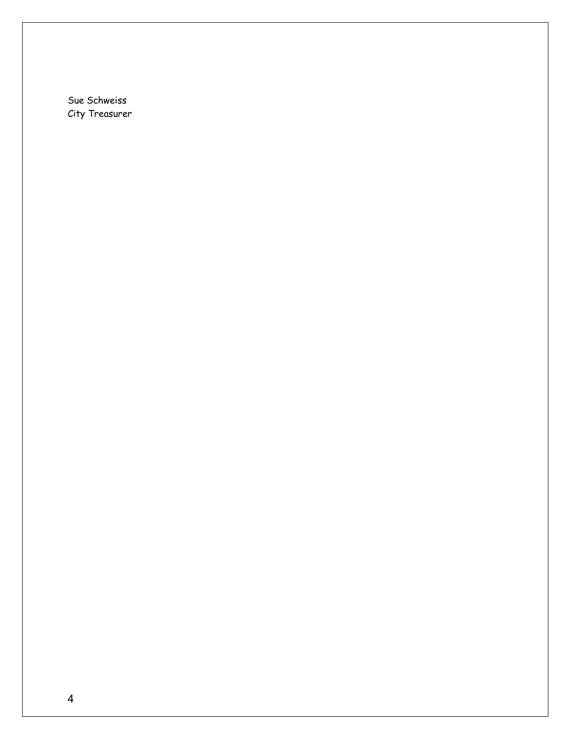Sue Schweiss
City Treasurer